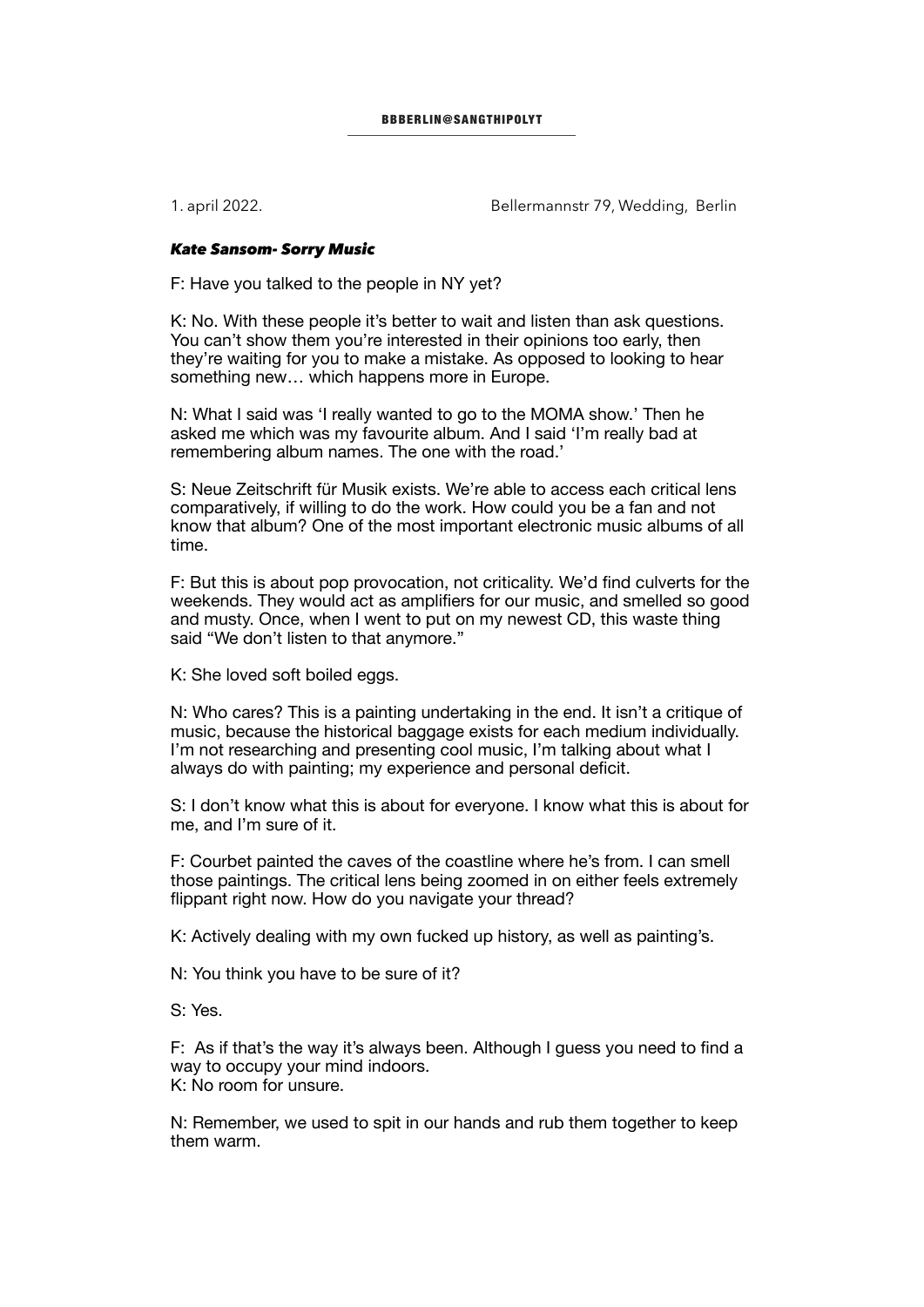BBBERLIN@SANGTHIPOLYT

1. april 2022. Bellermannstr 79, Wedding, Berlin

***Kate Sansom- Sorry Music***

F: Have you talked to the people in NY yet?

K: No. With these people it's better to wait and listen than ask questions. You can't show them you're interested in their opinions too early, then they're waiting for you to make a mistake. As opposed to looking to hear something new… which happens more in Europe.

N: What I said was 'I really wanted to go to the MOMA show.' Then he asked me which was my favourite album. And I said 'I'm really bad at remembering album names. The one with the road.'

S: Neue Zeitschrift für Musik exists. We're able to access each critical lens comparatively, if willing to do the work. How could you be a fan and not know that album? One of the most important electronic music albums of all time.

F: But this is about pop provocation, not criticality. We'd find culverts for the weekends. They would act as amplifiers for our music, and smelled so good and musty. Once, when I went to put on my newest CD, this waste thing said "We don't listen to that anymore."

K: She loved soft boiled eggs.

N: Who cares? This is a painting undertaking in the end. It isn't a critique of music, because the historical baggage exists for each medium individually. I'm not researching and presenting cool music, I'm talking about what I always do with painting; my experience and personal deficit.

S: I don't know what this is about for everyone. I know what this is about for me, and I'm sure of it.

F: Courbet painted the caves of the coastline where he's from. I can smell those paintings. The critical lens being zoomed in on either feels extremely flippant right now. How do you navigate your thread?

K: Actively dealing with my own fucked up history, as well as painting's.

N: You think you have to be sure of it?

S: Yes.

F: As if that's the way it's always been. Although I guess you need to find a way to occupy your mind indoors.
K: No room for unsure.

N: Remember, we used to spit in our hands and rub them together to keep them warm.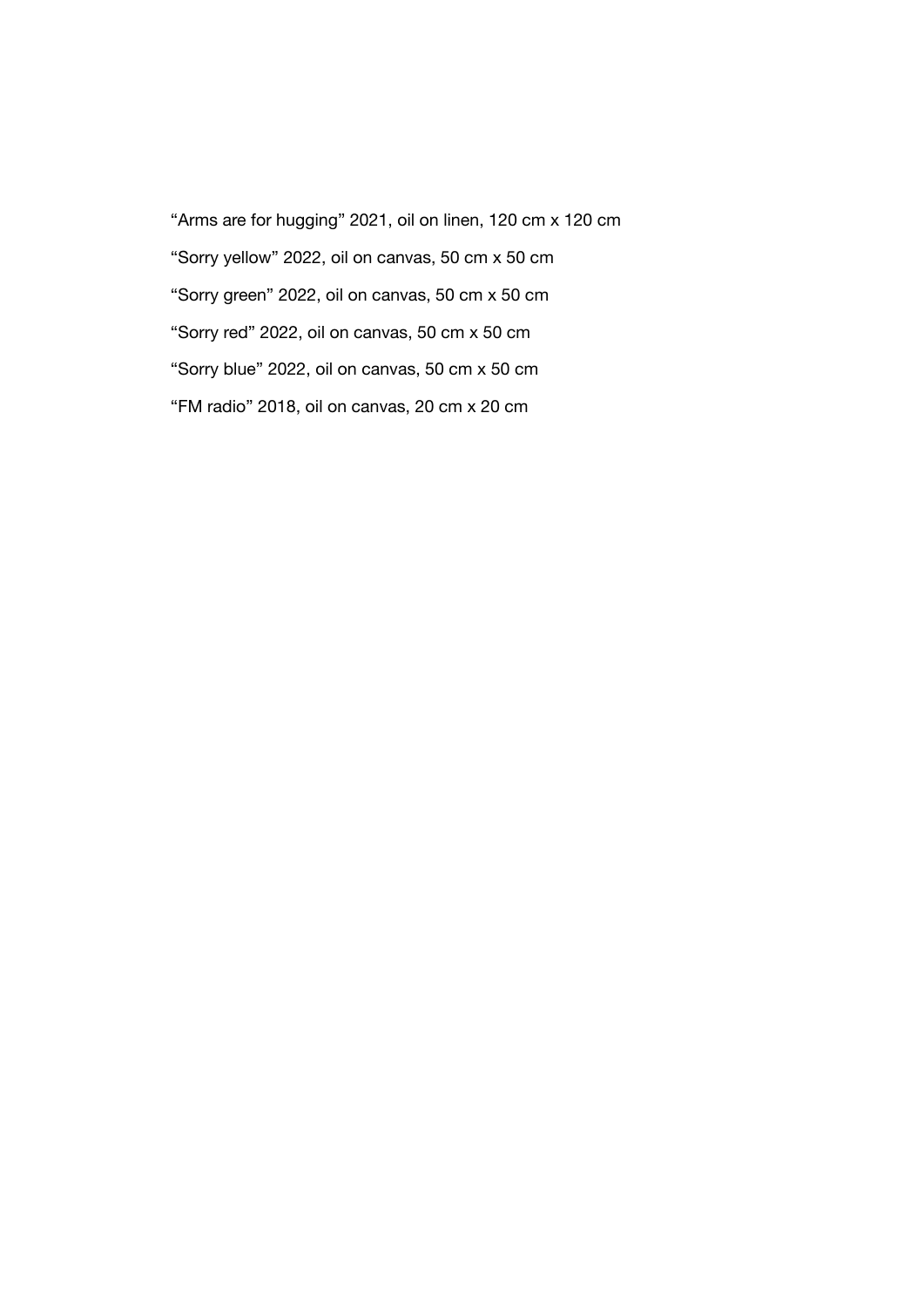“Arms are for hugging” 2021, oil on linen, 120 cm x 120 cm

“Sorry yellow” 2022, oil on canvas, 50 cm x 50 cm

“Sorry green” 2022, oil on canvas, 50 cm x 50 cm

“Sorry red” 2022, oil on canvas, 50 cm x 50 cm

“Sorry blue” 2022, oil on canvas, 50 cm x 50 cm

“FM radio” 2018, oil on canvas, 20 cm x 20 cm